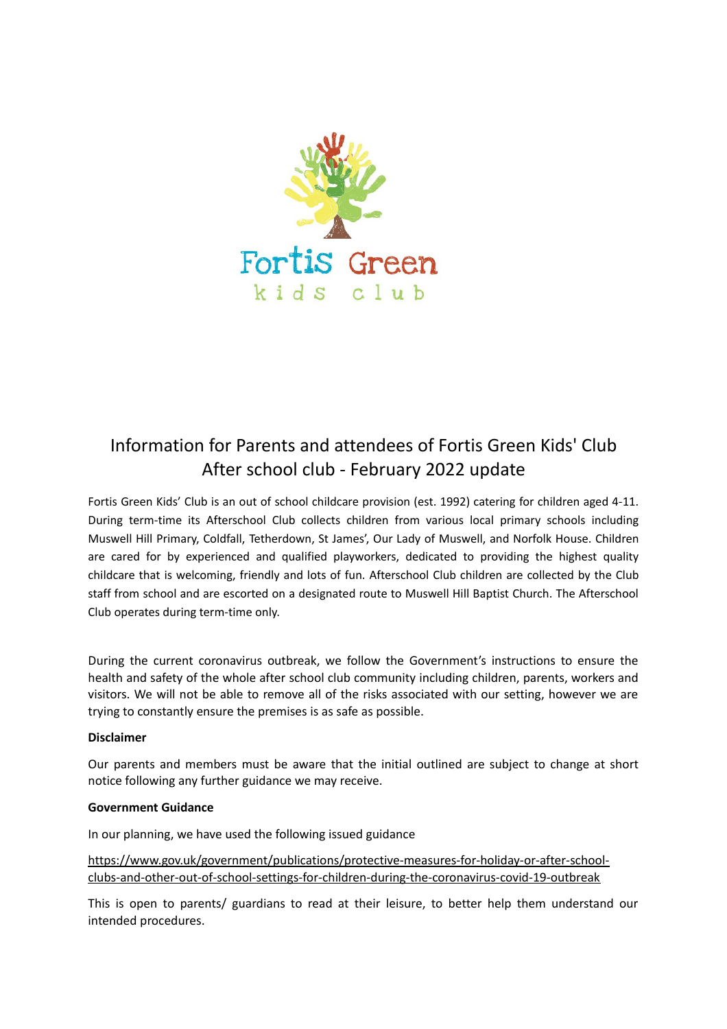Fortis Green kids club

# Information for Parents and attendees of Fortis Green Kids' Club After school club - February 2022 update

Fortis Green Kids' Club is an out of school childcare provision (est. 1992) catering for children aged 4-11. During term-time its Afterschool Club collects children from various local primary schools including Muswell Hill Primary, Coldfall, Tetherdown, St James', Our Lady of Muswell, and Norfolk House. Children are cared for by experienced and qualified playworkers, dedicated to providing the highest quality childcare that is welcoming, friendly and lots of fun. Afterschool Club children are collected by the Club staff from school and are escorted on a designated route to Muswell Hill Baptist Church. The Afterschool Club operates during term-time only.

During the current coronavirus outbreak, we follow the Government's instructions to ensure the health and safety of the whole after school club community including children, parents, workers and visitors. We will not be able to remove all of the risks associated with our setting, however we are trying to constantly ensure the premises is as safe as possible.

**Disclaimer**

Our parents and members must be aware that the initial outlined are subject to change at short notice following any further guidance we may receive.

**Government Guidance**

In our planning, we have used the following issued guidance

https://www.gov.uk/government/publications/protective-measures-for-holiday-or-after-school-clubs-and-other-out-of-school-settings-for-children-during-the-coronavirus-covid-19-outbreak

This is open to parents/ guardians to read at their leisure, to better help them understand our intended procedures.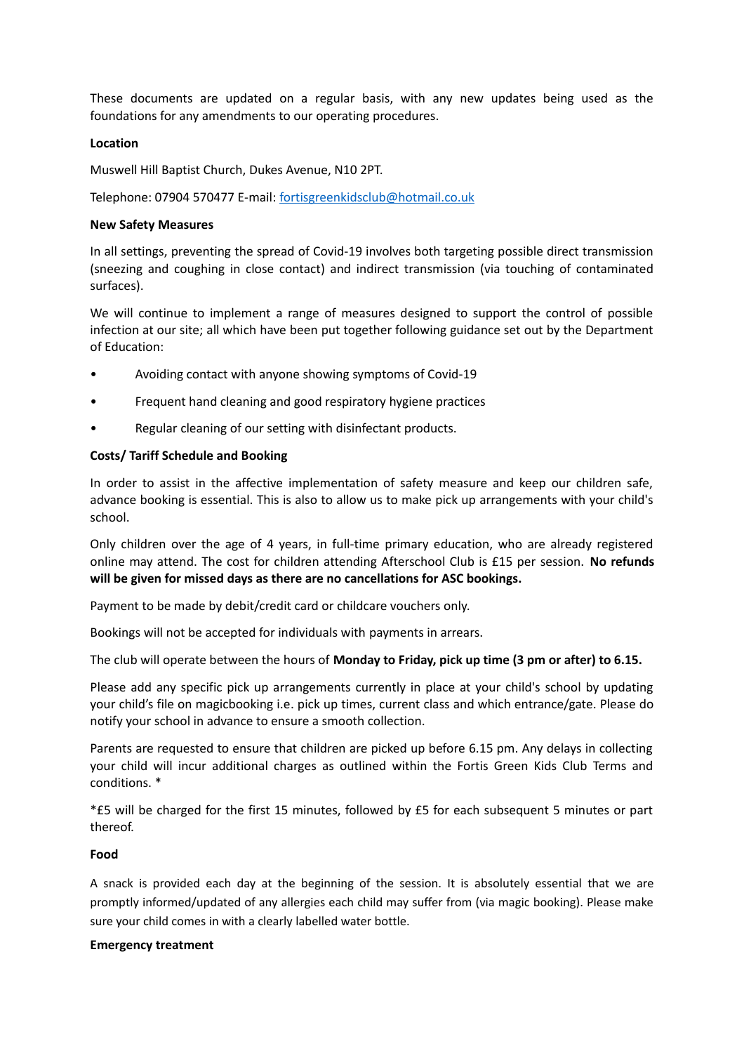These documents are updated on a regular basis, with any new updates being used as the foundations for any amendments to our operating procedures.

**Location**

Muswell Hill Baptist Church, Dukes Avenue, N10 2PT.

Telephone: 07904 570477 E-mail: [fortisgreenkidsclub@hotmail.co.uk](mailto:fortisgreenkidsclub@hotmail.co.uk)

**New Safety Measures**

In all settings, preventing the spread of Covid-19 involves both targeting possible direct transmission (sneezing and coughing in close contact) and indirect transmission (via touching of contaminated surfaces).

We will continue to implement a range of measures designed to support the control of possible infection at our site; all which have been put together following guidance set out by the Department of Education:

- Avoiding contact with anyone showing symptoms of Covid-19
- Frequent hand cleaning and good respiratory hygiene practices
- Regular cleaning of our setting with disinfectant products.

**Costs/ Tariff Schedule and Booking**

In order to assist in the affective implementation of safety measure and keep our children safe, advance booking is essential. This is also to allow us to make pick up arrangements with your child's school.

Only children over the age of 4 years, in full-time primary education, who are already registered online may attend. The cost for children attending Afterschool Club is £15 per session. **No refunds will be given for missed days as there are no cancellations for ASC bookings.**

Payment to be made by debit/credit card or childcare vouchers only.

Bookings will not be accepted for individuals with payments in arrears.

The club will operate between the hours of **Monday to Friday, pick up time (3 pm or after) to 6.15.**

Please add any specific pick up arrangements currently in place at your child's school by updating your child's file on magicbooking i.e. pick up times, current class and which entrance/gate. Please do notify your school in advance to ensure a smooth collection.

Parents are requested to ensure that children are picked up before 6.15 pm. Any delays in collecting your child will incur additional charges as outlined within the Fortis Green Kids Club Terms and conditions. *

*£5 will be charged for the first 15 minutes, followed by £5 for each subsequent 5 minutes or part thereof.

**Food**

A snack is provided each day at the beginning of the session. It is absolutely essential that we are promptly informed/updated of any allergies each child may suffer from (via magic booking). Please make sure your child comes in with a clearly labelled water bottle.

**Emergency treatment**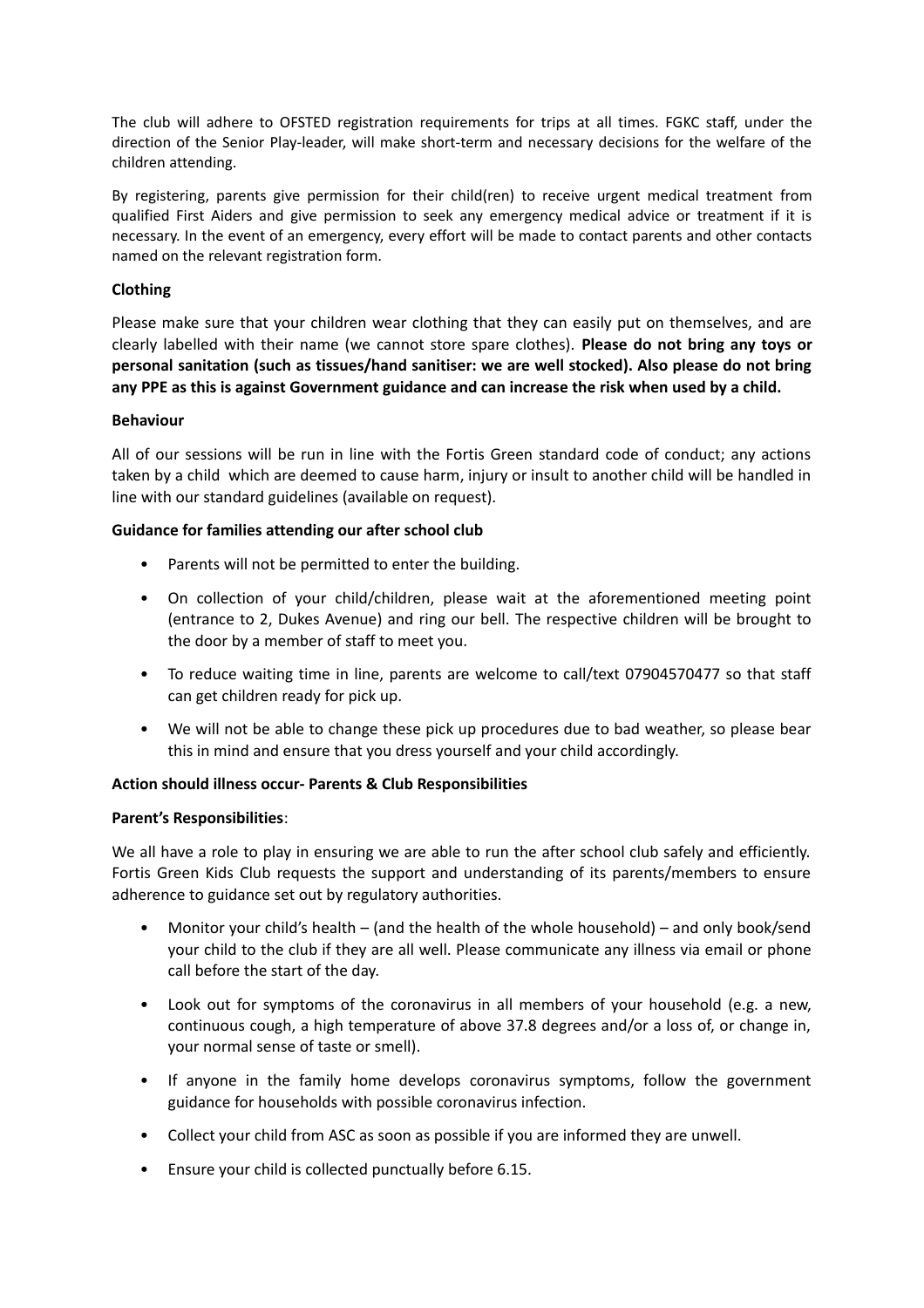The club will adhere to OFSTED registration requirements for trips at all times. FGKC staff, under the direction of the Senior Play-leader, will make short-term and necessary decisions for the welfare of the children attending.

By registering, parents give permission for their child(ren) to receive urgent medical treatment from qualified First Aiders and give permission to seek any emergency medical advice or treatment if it is necessary. In the event of an emergency, every effort will be made to contact parents and other contacts named on the relevant registration form.

**Clothing**

Please make sure that your children wear clothing that they can easily put on themselves, and are clearly labelled with their name (we cannot store spare clothes). **Please do not bring any toys or personal sanitation (such as tissues/hand sanitiser: we are well stocked). Also please do not bring any PPE as this is against Government guidance and can increase the risk when used by a child.**

**Behaviour**

All of our sessions will be run in line with the Fortis Green standard code of conduct; any actions taken by a child which are deemed to cause harm, injury or insult to another child will be handled in line with our standard guidelines (available on request).

**Guidance for families attending our after school club**

- Parents will not be permitted to enter the building.
- On collection of your child/children, please wait at the aforementioned meeting point (entrance to 2, Dukes Avenue) and ring our bell. The respective children will be brought to the door by a member of staff to meet you.
- To reduce waiting time in line, parents are welcome to call/text 07904570477 so that staff can get children ready for pick up.
- We will not be able to change these pick up procedures due to bad weather, so please bear this in mind and ensure that you dress yourself and your child accordingly.

**Action should illness occur- Parents & Club Responsibilities**

**Parent's Responsibilities**:

We all have a role to play in ensuring we are able to run the after school club safely and efficiently. Fortis Green Kids Club requests the support and understanding of its parents/members to ensure adherence to guidance set out by regulatory authorities.

- Monitor your child's health – (and the health of the whole household) – and only book/send your child to the club if they are all well. Please communicate any illness via email or phone call before the start of the day.
- Look out for symptoms of the coronavirus in all members of your household (e.g. a new, continuous cough, a high temperature of above 37.8 degrees and/or a loss of, or change in, your normal sense of taste or smell).
- If anyone in the family home develops coronavirus symptoms, follow the government guidance for households with possible coronavirus infection.
- Collect your child from ASC as soon as possible if you are informed they are unwell.
- Ensure your child is collected punctually before 6.15.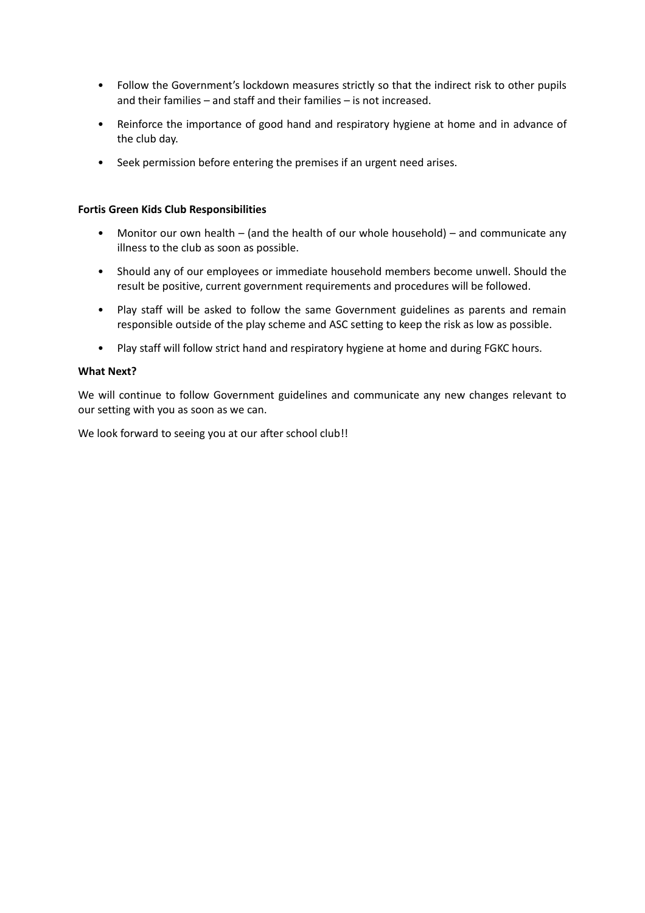- Follow the Government's lockdown measures strictly so that the indirect risk to other pupils and their families – and staff and their families – is not increased.
- Reinforce the importance of good hand and respiratory hygiene at home and in advance of the club day.
- Seek permission before entering the premises if an urgent need arises.

**Fortis Green Kids Club Responsibilities**

- Monitor our own health – (and the health of our whole household) – and communicate any illness to the club as soon as possible.
- Should any of our employees or immediate household members become unwell. Should the result be positive, current government requirements and procedures will be followed.
- Play staff will be asked to follow the same Government guidelines as parents and remain responsible outside of the play scheme and ASC setting to keep the risk as low as possible.
- Play staff will follow strict hand and respiratory hygiene at home and during FGKC hours.

**What Next?**

We will continue to follow Government guidelines and communicate any new changes relevant to our setting with you as soon as we can.

We look forward to seeing you at our after school club!!